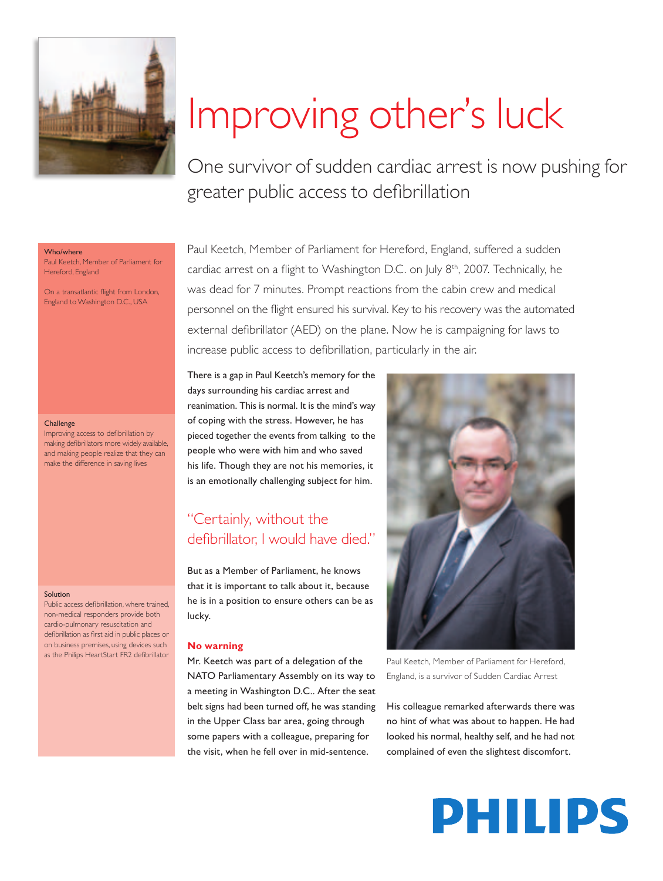# Improving other's luck

## One survivor of sudden cardiac arrest is now pushing for greater public access to defibrillation

**Who/where**
Paul Keetch, Member of Parliament for Hereford, England

On a transatlantic flight from London, England to Washington D.C., USA

**Challenge**
Improving access to defibrillation by making defibrillators more widely available, and making people realize that they can make the difference in saving lives

**Solution**
Public access defibrillation, where trained, non-medical responders provide both cardio-pulmonary resuscitation and defibrillation as first aid in public places or on business premises, using devices such as the Philips HeartStart FR2 defibrillator

Paul Keetch, Member of Parliament for Hereford, England, suffered a sudden cardiac arrest on a flight to Washington D.C. on July 8th, 2007. Technically, he was dead for 7 minutes. Prompt reactions from the cabin crew and medical personnel on the flight ensured his survival. Key to his recovery was the automated external defibrillator (AED) on the plane. Now he is campaigning for laws to increase public access to defibrillation, particularly in the air.

There is a gap in Paul Keetch's memory for the days surrounding his cardiac arrest and reanimation. This is normal. It is the mind's way of coping with the stress. However, he has pieced together the events from talking to the people who were with him and who saved his life. Though they are not his memories, it is an emotionally challenging subject for him.

> "Certainly, without the defibrillator, I would have died."

But as a Member of Parliament, he knows that it is important to talk about it, because he is in a position to ensure others can be as lucky.

**No warning**

Mr. Keetch was part of a delegation of the NATO Parliamentary Assembly on its way to a meeting in Washington D.C.. After the seat belt signs had been turned off, he was standing in the Upper Class bar area, going through some papers with a colleague, preparing for the visit, when he fell over in mid-sentence.

Paul Keetch, Member of Parliament for Hereford, England, is a survivor of Sudden Cardiac Arrest

His colleague remarked afterwards there was no hint of what was about to happen. He had looked his normal, healthy self, and he had not complained of even the slightest discomfort.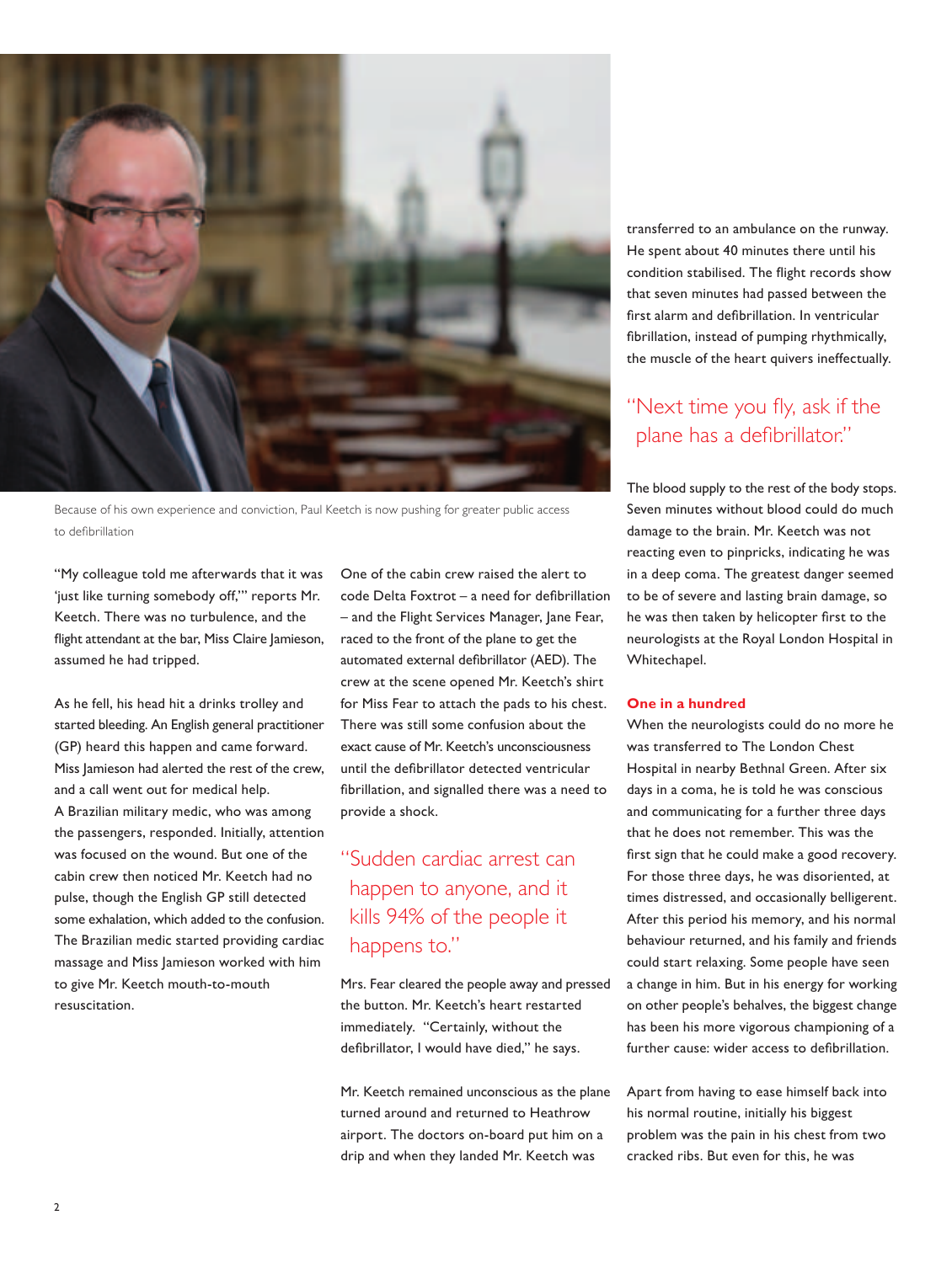Because of his own experience and conviction, Paul Keetch is now pushing for greater public access to defibrillation

"My colleague told me afterwards that it was 'just like turning somebody off,'" reports Mr. Keetch. There was no turbulence, and the flight attendant at the bar, Miss Claire Jamieson, assumed he had tripped.

As he fell, his head hit a drinks trolley and started bleeding. An English general practitioner (GP) heard this happen and came forward. Miss Jamieson had alerted the rest of the crew, and a call went out for medical help. A Brazilian military medic, who was among the passengers, responded. Initially, attention was focused on the wound. But one of the cabin crew then noticed Mr. Keetch had no pulse, though the English GP still detected some exhalation, which added to the confusion. The Brazilian medic started providing cardiac massage and Miss Jamieson worked with him to give Mr. Keetch mouth-to-mouth resuscitation.

One of the cabin crew raised the alert to code Delta Foxtrot – a need for defibrillation – and the Flight Services Manager, Jane Fear, raced to the front of the plane to get the automated external defibrillator (AED). The crew at the scene opened Mr. Keetch's shirt for Miss Fear to attach the pads to his chest. There was still some confusion about the exact cause of Mr. Keetch's unconsciousness until the defibrillator detected ventricular fibrillation, and signalled there was a need to provide a shock.

> "Sudden cardiac arrest can happen to anyone, and it kills 94% of the people it happens to."

Mrs. Fear cleared the people away and pressed the button. Mr. Keetch's heart restarted immediately. "Certainly, without the defibrillator, I would have died," he says.

Mr. Keetch remained unconscious as the plane turned around and returned to Heathrow airport. The doctors on-board put him on a drip and when they landed Mr. Keetch was transferred to an ambulance on the runway. He spent about 40 minutes there until his condition stabilised. The flight records show that seven minutes had passed between the first alarm and defibrillation. In ventricular fibrillation, instead of pumping rhythmically, the muscle of the heart quivers ineffectually.

> "Next time you fly, ask if the plane has a defibrillator."

The blood supply to the rest of the body stops. Seven minutes without blood could do much damage to the brain. Mr. Keetch was not reacting even to pinpricks, indicating he was in a deep coma. The greatest danger seemed to be of severe and lasting brain damage, so he was then taken by helicopter first to the neurologists at the Royal London Hospital in Whitechapel.

### One in a hundred

When the neurologists could do no more he was transferred to The London Chest Hospital in nearby Bethnal Green. After six days in a coma, he is told he was conscious and communicating for a further three days that he does not remember. This was the first sign that he could make a good recovery. For those three days, he was disoriented, at times distressed, and occasionally belligerent. After this period his memory, and his normal behaviour returned, and his family and friends could start relaxing. Some people have seen a change in him. But in his energy for working on other people's behalves, the biggest change has been his more vigorous championing of a further cause: wider access to defibrillation.

Apart from having to ease himself back into his normal routine, initially his biggest problem was the pain in his chest from two cracked ribs. But even for this, he was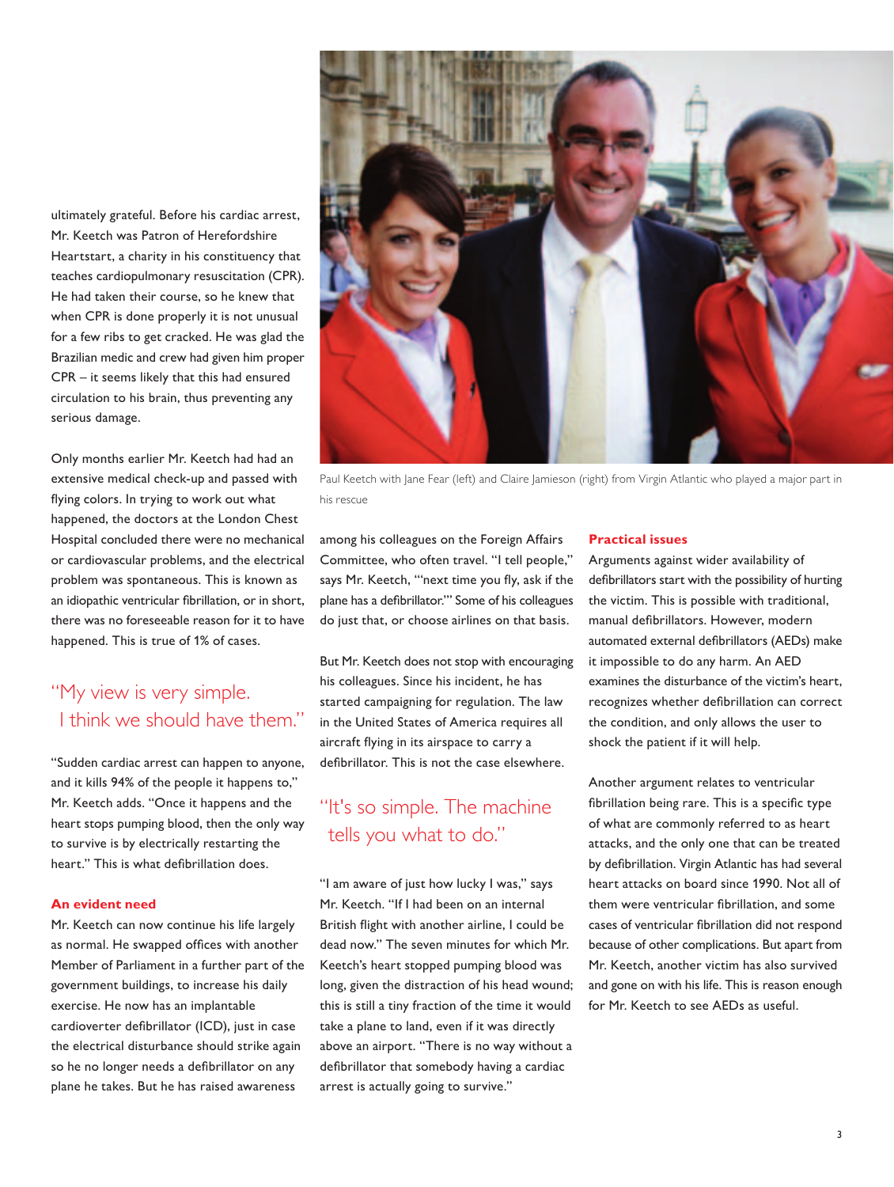ultimately grateful. Before his cardiac arrest, Mr. Keetch was Patron of Herefordshire Heartstart, a charity in his constituency that teaches cardiopulmonary resuscitation (CPR). He had taken their course, so he knew that when CPR is done properly it is not unusual for a few ribs to get cracked. He was glad the Brazilian medic and crew had given him proper CPR – it seems likely that this had ensured circulation to his brain, thus preventing any serious damage.

Only months earlier Mr. Keetch had had an extensive medical check-up and passed with flying colors. In trying to work out what happened, the doctors at the London Chest Hospital concluded there were no mechanical or cardiovascular problems, and the electrical problem was spontaneous. This is known as an idiopathic ventricular fibrillation, or in short, there was no foreseeable reason for it to have happened. This is true of 1% of cases.

> "My view is very simple. I think we should have them."

"Sudden cardiac arrest can happen to anyone, and it kills 94% of the people it happens to," Mr. Keetch adds. "Once it happens and the heart stops pumping blood, then the only way to survive is by electrically restarting the heart." This is what defibrillation does.

### An evident need

Mr. Keetch can now continue his life largely as normal. He swapped offices with another Member of Parliament in a further part of the government buildings, to increase his daily exercise. He now has an implantable cardioverter defibrillator (ICD), just in case the electrical disturbance should strike again so he no longer needs a defibrillator on any plane he takes. But he has raised awareness among his colleagues on the Foreign Affairs Committee, who often travel. "I tell people," says Mr. Keetch, "'next time you fly, ask if the plane has a defibrillator.'" Some of his colleagues do just that, or choose airlines on that basis.

Paul Keetch with Jane Fear (left) and Claire Jamieson (right) from Virgin Atlantic who played a major part in his rescue

But Mr. Keetch does not stop with encouraging his colleagues. Since his incident, he has started campaigning for regulation. The law in the United States of America requires all aircraft flying in its airspace to carry a defibrillator. This is not the case elsewhere.

> "It's so simple. The machine tells you what to do."

"I am aware of just how lucky I was," says Mr. Keetch. "If I had been on an internal British flight with another airline, I could be dead now." The seven minutes for which Mr. Keetch's heart stopped pumping blood was long, given the distraction of his head wound; this is still a tiny fraction of the time it would take a plane to land, even if it was directly above an airport. "There is no way without a defibrillator that somebody having a cardiac arrest is actually going to survive."

### Practical issues

Arguments against wider availability of defibrillators start with the possibility of hurting the victim. This is possible with traditional, manual defibrillators. However, modern automated external defibrillators (AEDs) make it impossible to do any harm. An AED examines the disturbance of the victim's heart, recognizes whether defibrillation can correct the condition, and only allows the user to shock the patient if it will help.

Another argument relates to ventricular fibrillation being rare. This is a specific type of what are commonly referred to as heart attacks, and the only one that can be treated by defibrillation. Virgin Atlantic has had several heart attacks on board since 1990. Not all of them were ventricular fibrillation, and some cases of ventricular fibrillation did not respond because of other complications. But apart from Mr. Keetch, another victim has also survived and gone on with his life. This is reason enough for Mr. Keetch to see AEDs as useful.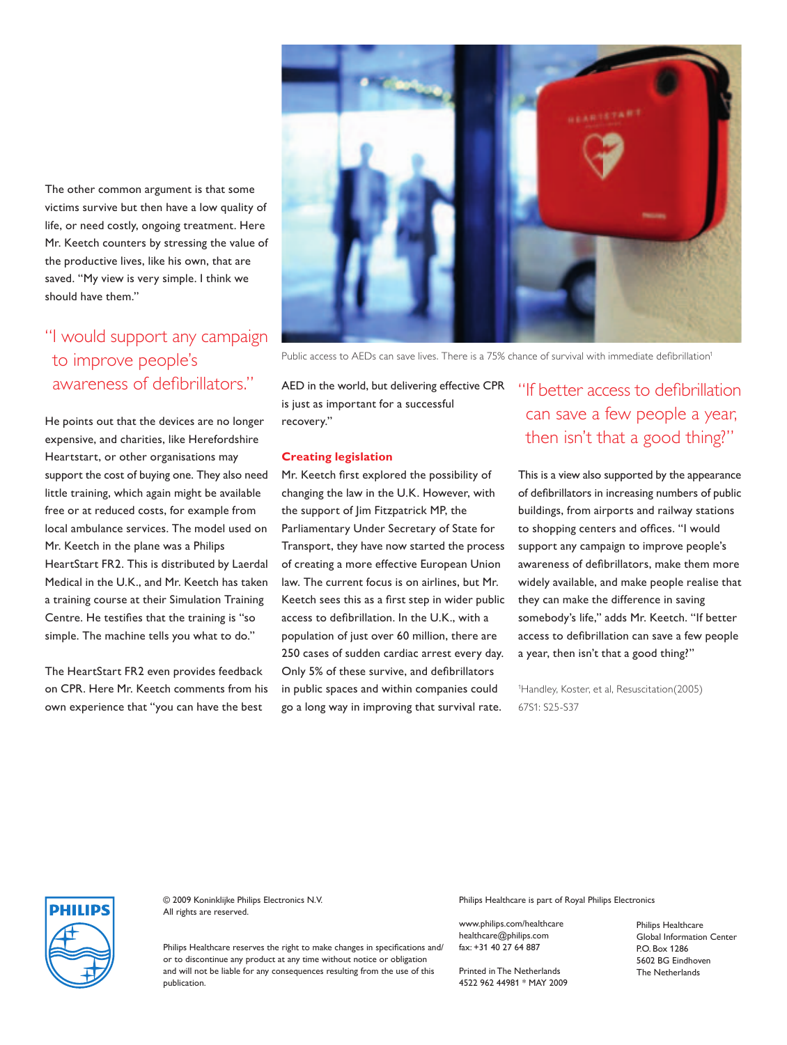The other common argument is that some victims survive but then have a low quality of life, or need costly, ongoing treatment. Here Mr. Keetch counters by stressing the value of the productive lives, like his own, that are saved. "My view is very simple. I think we should have them."

> "I would support any campaign to improve people's awareness of defibrillators."

He points out that the devices are no longer expensive, and charities, like Herefordshire Heartstart, or other organisations may support the cost of buying one. They also need little training, which again might be available free or at reduced costs, for example from local ambulance services. The model used on Mr. Keetch in the plane was a Philips HeartStart FR2. This is distributed by Laerdal Medical in the U.K., and Mr. Keetch has taken a training course at their Simulation Training Centre. He testifies that the training is "so simple. The machine tells you what to do."

The HeartStart FR2 even provides feedback on CPR. Here Mr. Keetch comments from his own experience that "you can have the best AED in the world, but delivering effective CPR is just as important for a successful recovery."

Public access to AEDs can save lives. There is a 75% chance of survival with immediate defibrillation[1]

## Creating legislation

Mr. Keetch first explored the possibility of changing the law in the U.K. However, with the support of Jim Fitzpatrick MP, the Parliamentary Under Secretary of State for Transport, they have now started the process of creating a more effective European Union law. The current focus is on airlines, but Mr. Keetch sees this as a first step in wider public access to defibrillation. In the U.K., with a population of just over 60 million, there are 250 cases of sudden cardiac arrest every day. Only 5% of these survive, and defibrillators in public spaces and within companies could go a long way in improving that survival rate.

> "If better access to defibrillation can save a few people a year, then isn't that a good thing?"

This is a view also supported by the appearance of defibrillators in increasing numbers of public buildings, from airports and railway stations to shopping centers and offices. "I would support any campaign to improve people's awareness of defibrillators, make them more widely available, and make people realise that they can make the difference in saving somebody's life," adds Mr. Keetch. "If better access to defibrillation can save a few people a year, then isn't that a good thing?"

[1]Handley, Koster, et al, Resuscitation(2005) 67S1: S25-S37

© 2009 Koninklijke Philips Electronics N.V.
All rights are reserved.

Philips Healthcare reserves the right to make changes in specifications and/or to discontinue any product at any time without notice or obligation and will not be liable for any consequences resulting from the use of this publication.

Philips Healthcare is part of Royal Philips Electronics

www.philips.com/healthcare
healthcare@philips.com
fax: +31 40 27 64 887

Printed in The Netherlands
4522 962 44981 * MAY 2009

Philips Healthcare
Global Information Center
P.O. Box 1286
5602 BG Eindhoven
The Netherlands